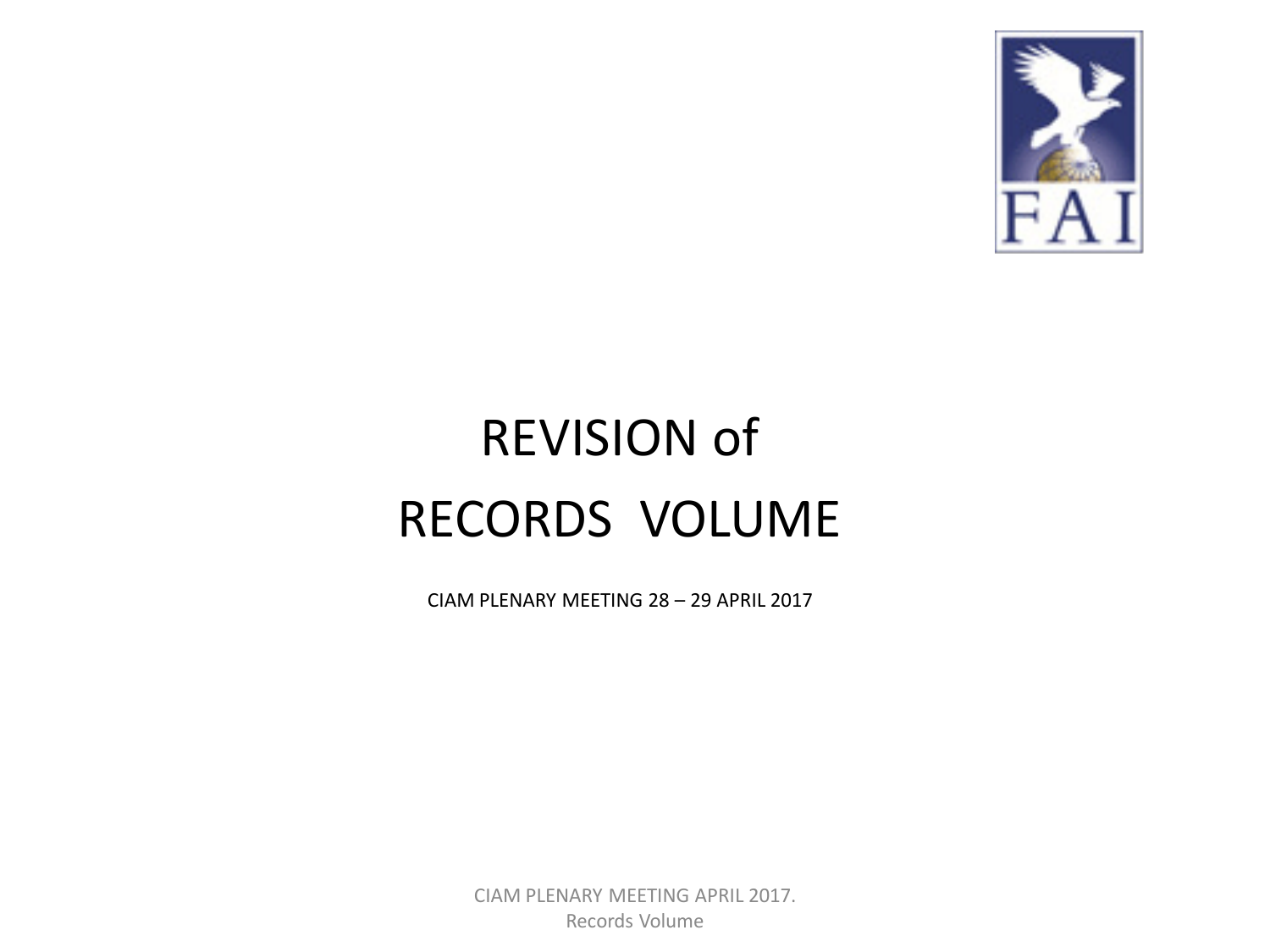# REVISION of RECORDS VOLUME

CIAM PLENARY MEETING 28 – 29 APRIL 2017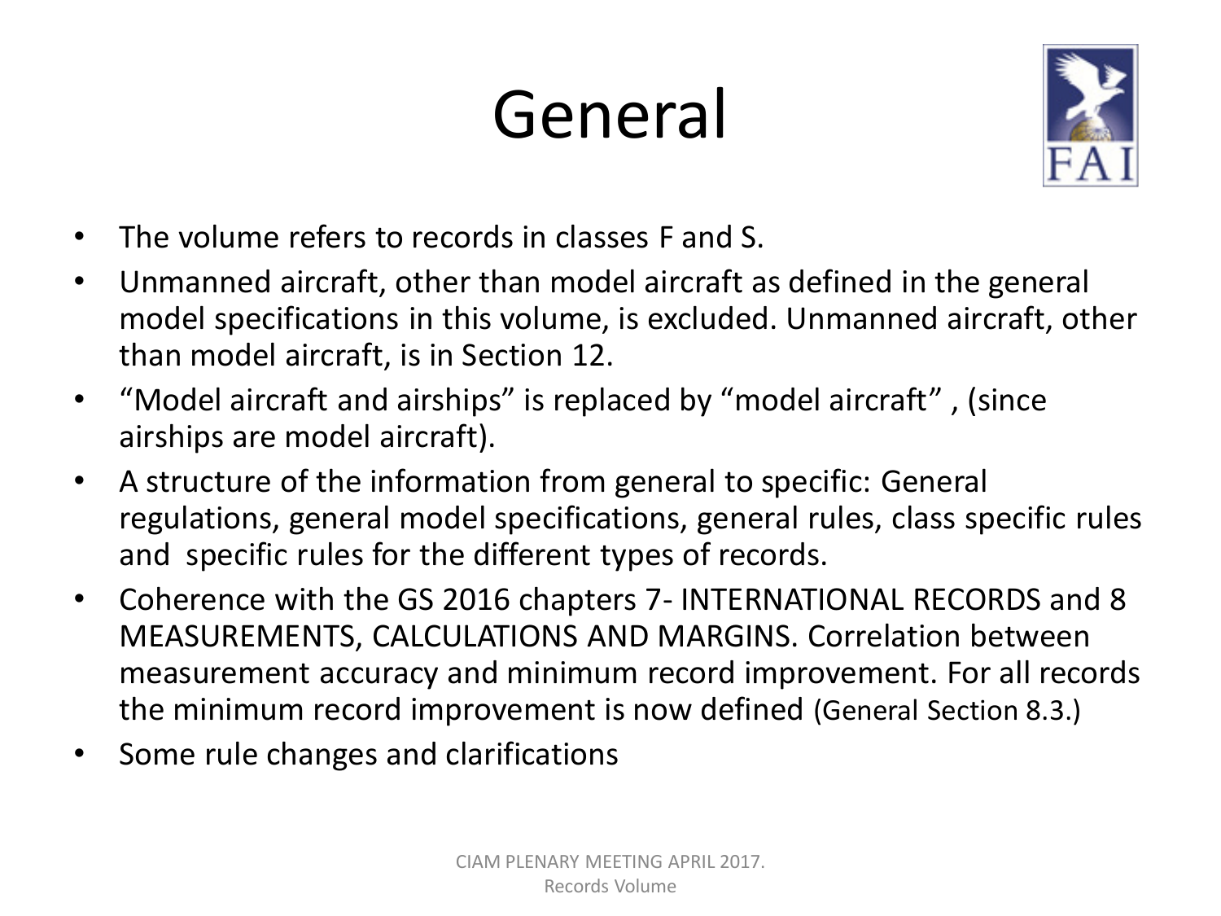# General

- The volume refers to records in classes F and S.
- Unmanned aircraft, other than model aircraft as defined in the general model specifications in this volume, is excluded. Unmanned aircraft, other than model aircraft, is in Section 12.
- “Model aircraft and airships” is replaced by “model aircraft” , (since airships are model aircraft).
- A structure of the information from general to specific: General regulations, general model specifications, general rules, class specific rules and specific rules for the different types of records.
- Coherence with the GS 2016 chapters 7- INTERNATIONAL RECORDS and 8 MEASUREMENTS, CALCULATIONS AND MARGINS. Correlation between measurement accuracy and minimum record improvement. For all records the minimum record improvement is now defined (General Section 8.3.)
- Some rule changes and clarifications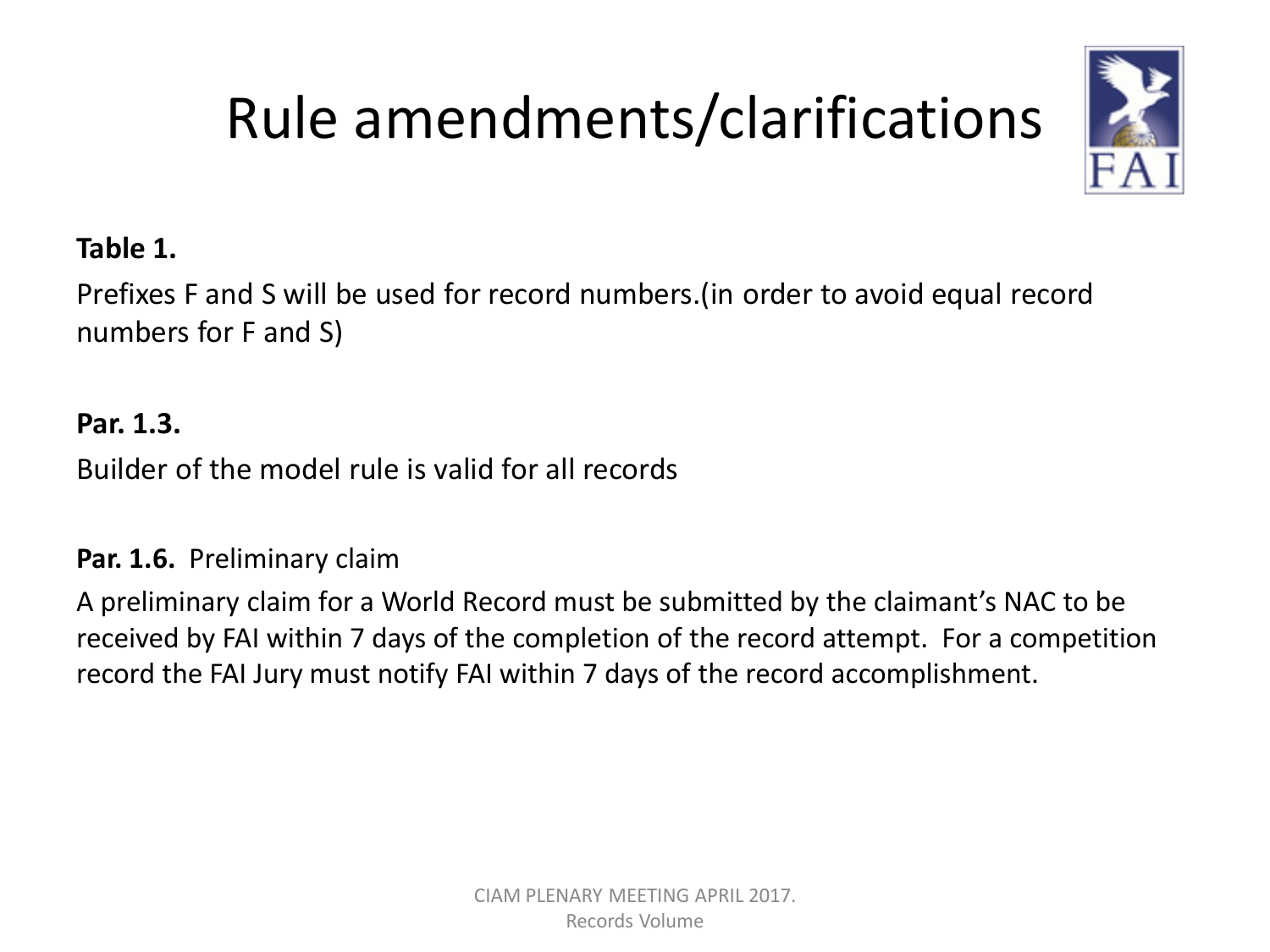# Rule amendments/clarifications

**Table 1.**

Prefixes F and S will be used for record numbers.(in order to avoid equal record numbers for F and S)

**Par. 1.3.**

Builder of the model rule is valid for all records

**Par. 1.6.** Preliminary claim

A preliminary claim for a World Record must be submitted by the claimant's NAC to be received by FAI within 7 days of the completion of the record attempt. For a competition record the FAI Jury must notify FAI within 7 days of the record accomplishment.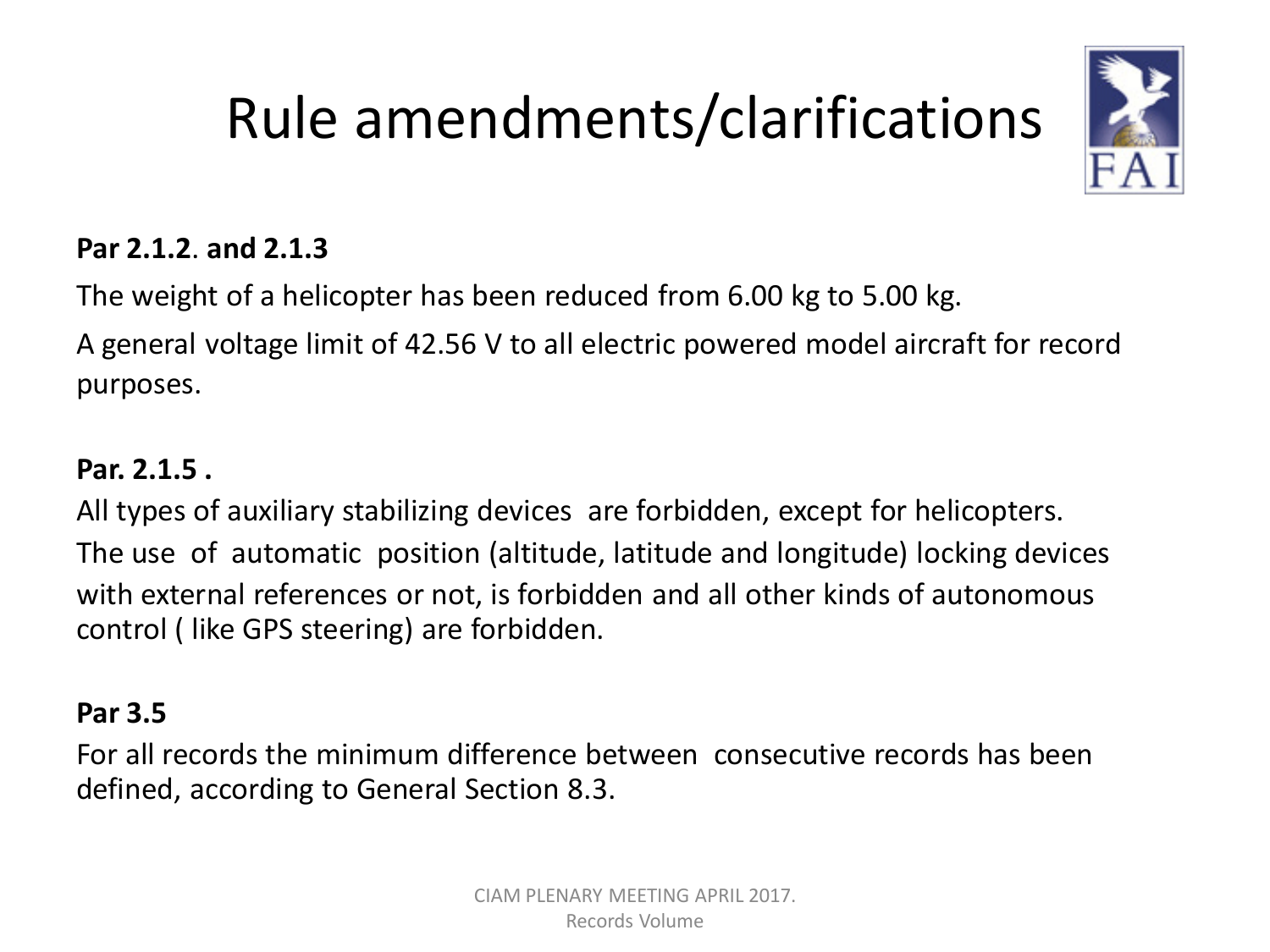# Rule amendments/clarifications

**Par 2.1.2. and 2.1.3**

The weight of a helicopter has been reduced from 6.00 kg to 5.00 kg.

A general voltage limit of 42.56 V to all electric powered model aircraft for record purposes.

**Par. 2.1.5 .**

All types of auxiliary stabilizing devices are forbidden, except for helicopters.

The use of automatic position (altitude, latitude and longitude) locking devices with external references or not, is forbidden and all other kinds of autonomous control ( like GPS steering) are forbidden.

**Par 3.5**

For all records the minimum difference between consecutive records has been defined, according to General Section 8.3.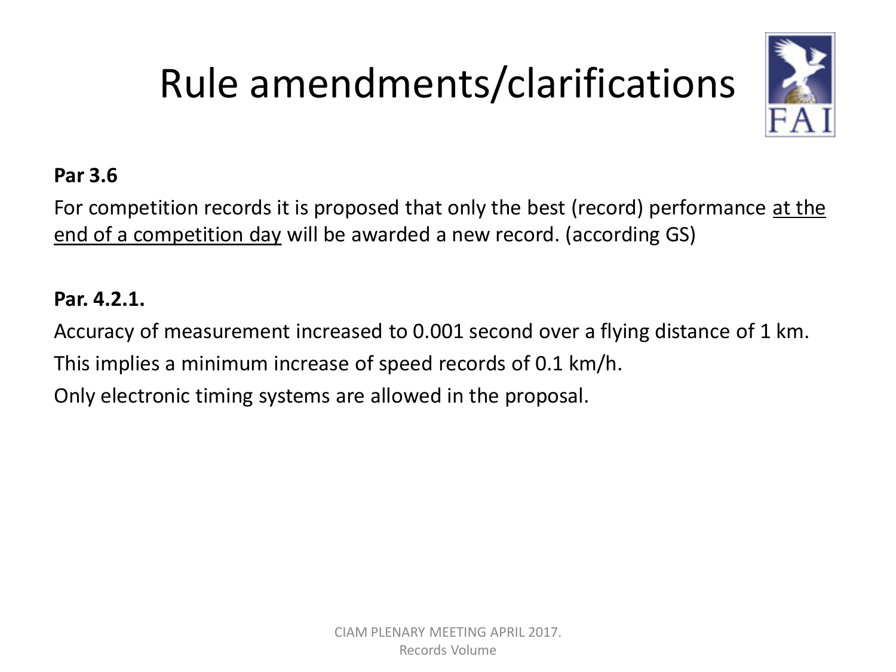# Rule amendments/clarifications

**Par 3.6**

For competition records it is proposed that only the best (record) performance <u>at the end of a competition day</u> will be awarded a new record. (according GS)

**Par. 4.2.1.**

Accuracy of measurement increased to 0.001 second over a flying distance of 1 km.

This implies a minimum increase of speed records of 0.1 km/h.

Only electronic timing systems are allowed in the proposal.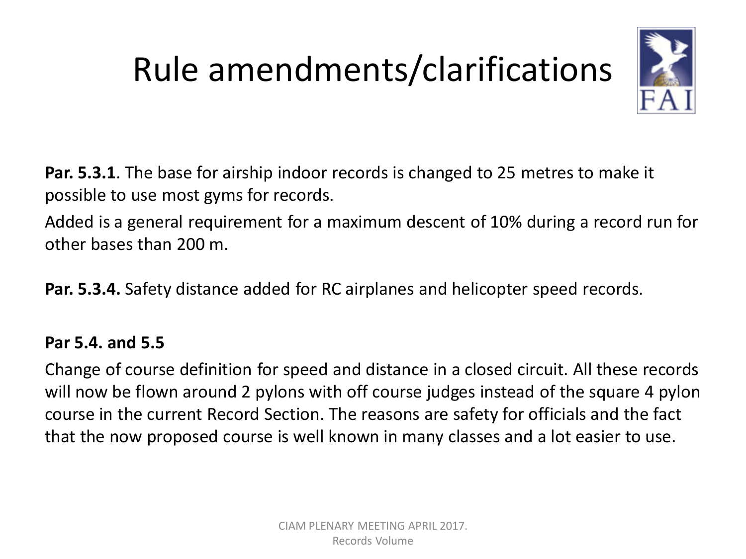# Rule amendments/clarifications

**Par. 5.3.1**. The base for airship indoor records is changed to 25 metres to make it possible to use most gyms for records.

Added is a general requirement for a maximum descent of 10% during a record run for other bases than 200 m.

**Par. 5.3.4.** Safety distance added for RC airplanes and helicopter speed records.

**Par 5.4. and 5.5**

Change of course definition for speed and distance in a closed circuit. All these records will now be flown around 2 pylons with off course judges instead of the square 4 pylon course in the current Record Section. The reasons are safety for officials and the fact that the now proposed course is well known in many classes and a lot easier to use.